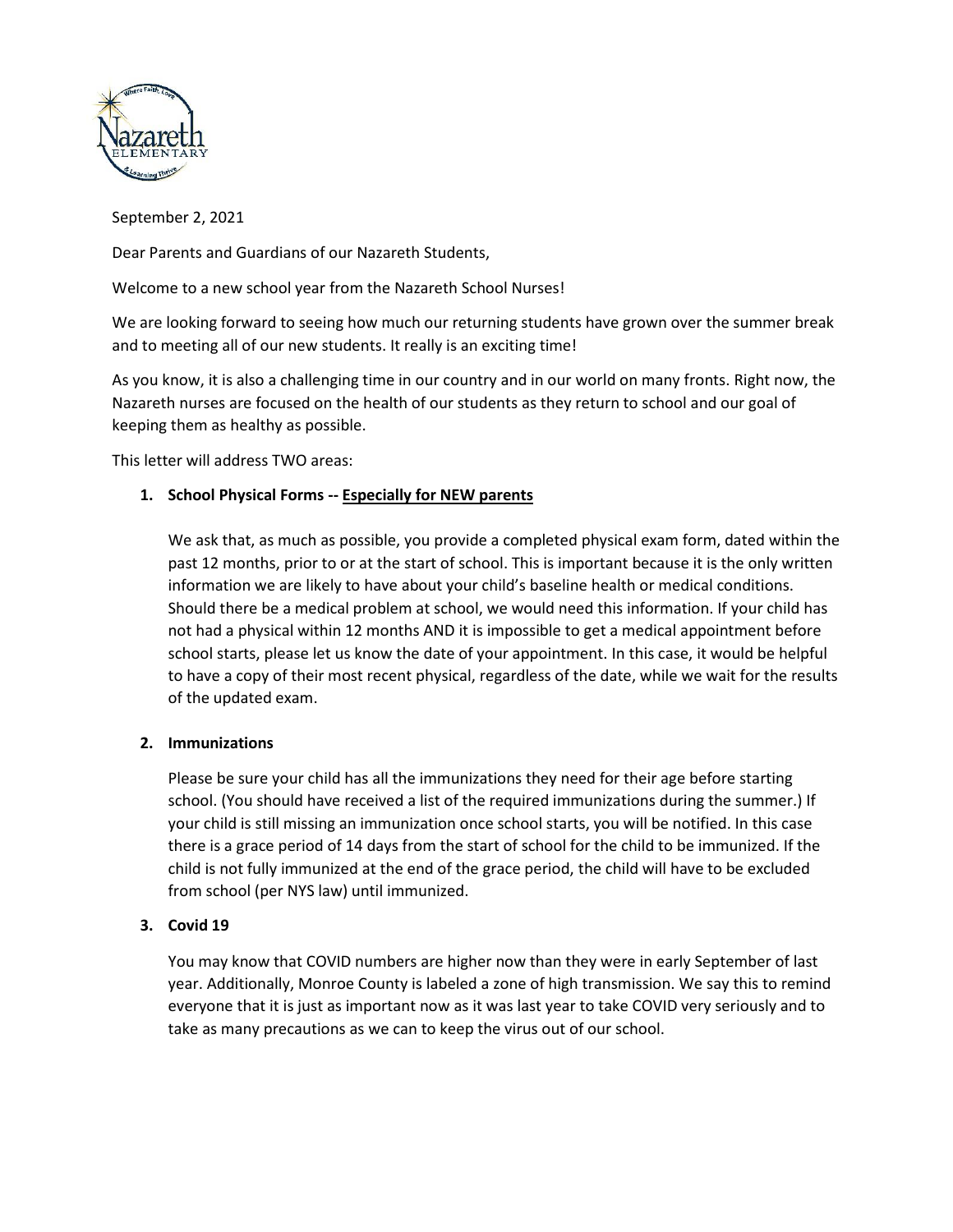September 2, 2021

Dear Parents and Guardians of our Nazareth Students,

Welcome to a new school year from the Nazareth School Nurses!

We are looking forward to seeing how much our returning students have grown over the summer break and to meeting all of our new students. It really is an exciting time!

As you know, it is also a challenging time in our country and in our world on many fronts. Right now, the Nazareth nurses are focused on the health of our students as they return to school and our goal of keeping them as healthy as possible.

This letter will address TWO areas:

1. **School Physical Forms -- <u>Especially for NEW parents</u>**

   We ask that, as much as possible, you provide a completed physical exam form, dated within the past 12 months, prior to or at the start of school. This is important because it is the only written information we are likely to have about your child's baseline health or medical conditions. Should there be a medical problem at school, we would need this information. If your child has not had a physical within 12 months AND it is impossible to get a medical appointment before school starts, please let us know the date of your appointment. In this case, it would be helpful to have a copy of their most recent physical, regardless of the date, while we wait for the results of the updated exam.

2. **Immunizations**

   Please be sure your child has all the immunizations they need for their age before starting school. (You should have received a list of the required immunizations during the summer.) If your child is still missing an immunization once school starts, you will be notified. In this case there is a grace period of 14 days from the start of school for the child to be immunized. If the child is not fully immunized at the end of the grace period, the child will have to be excluded from school (per NYS law) until immunized.

3. **Covid 19**

   You may know that COVID numbers are higher now than they were in early September of last year. Additionally, Monroe County is labeled a zone of high transmission. We say this to remind everyone that it is just as important now as it was last year to take COVID very seriously and to take as many precautions as we can to keep the virus out of our school.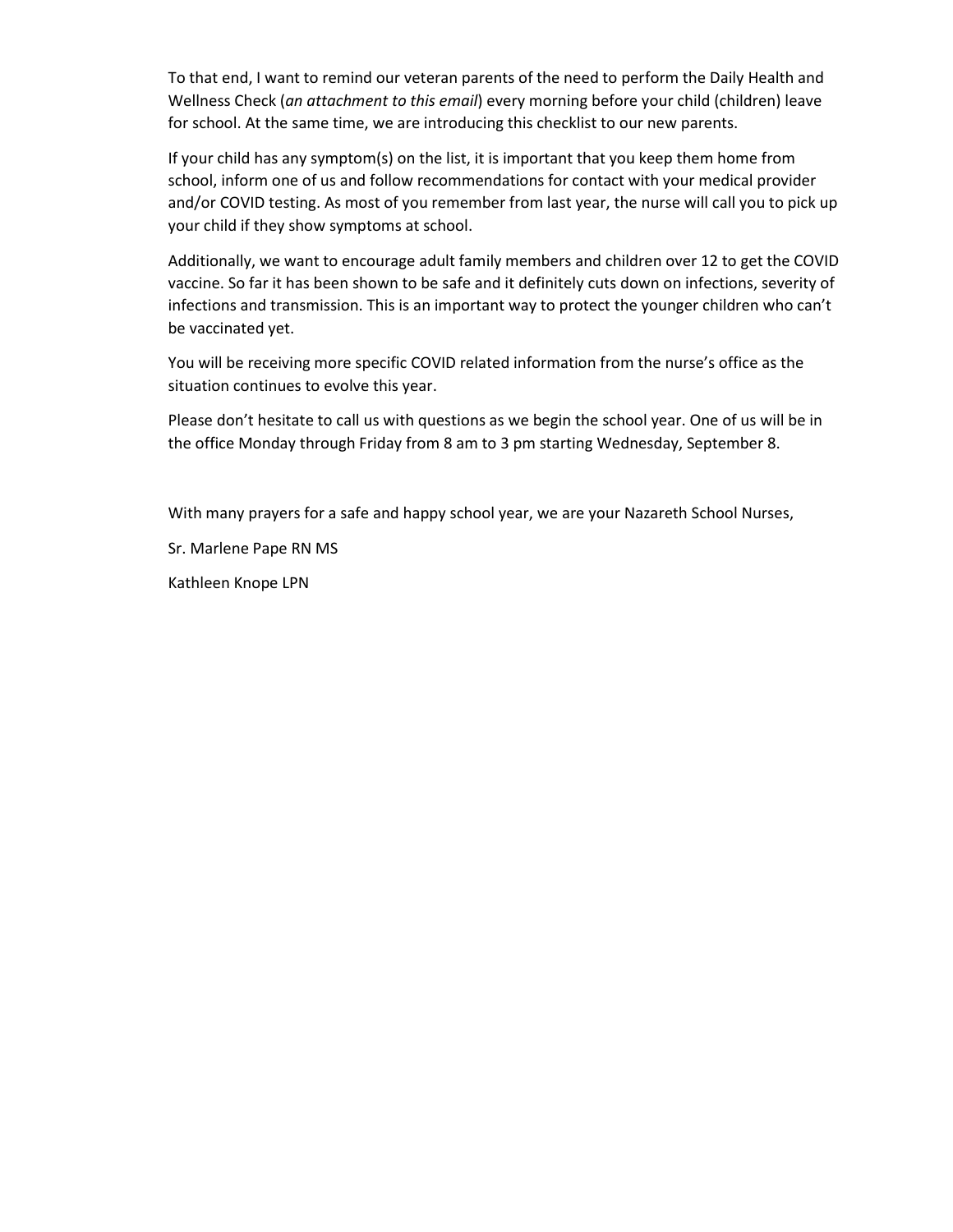To that end, I want to remind our veteran parents of the need to perform the Daily Health and Wellness Check (*an attachment to this email*) every morning before your child (children) leave for school. At the same time, we are introducing this checklist to our new parents.

If your child has any symptom(s) on the list, it is important that you keep them home from school, inform one of us and follow recommendations for contact with your medical provider and/or COVID testing. As most of you remember from last year, the nurse will call you to pick up your child if they show symptoms at school.

Additionally, we want to encourage adult family members and children over 12 to get the COVID vaccine. So far it has been shown to be safe and it definitely cuts down on infections, severity of infections and transmission. This is an important way to protect the younger children who can't be vaccinated yet.

You will be receiving more specific COVID related information from the nurse's office as the situation continues to evolve this year.

Please don't hesitate to call us with questions as we begin the school year. One of us will be in the office Monday through Friday from 8 am to 3 pm starting Wednesday, September 8.

With many prayers for a safe and happy school year, we are your Nazareth School Nurses,

Sr. Marlene Pape RN MS

Kathleen Knope LPN